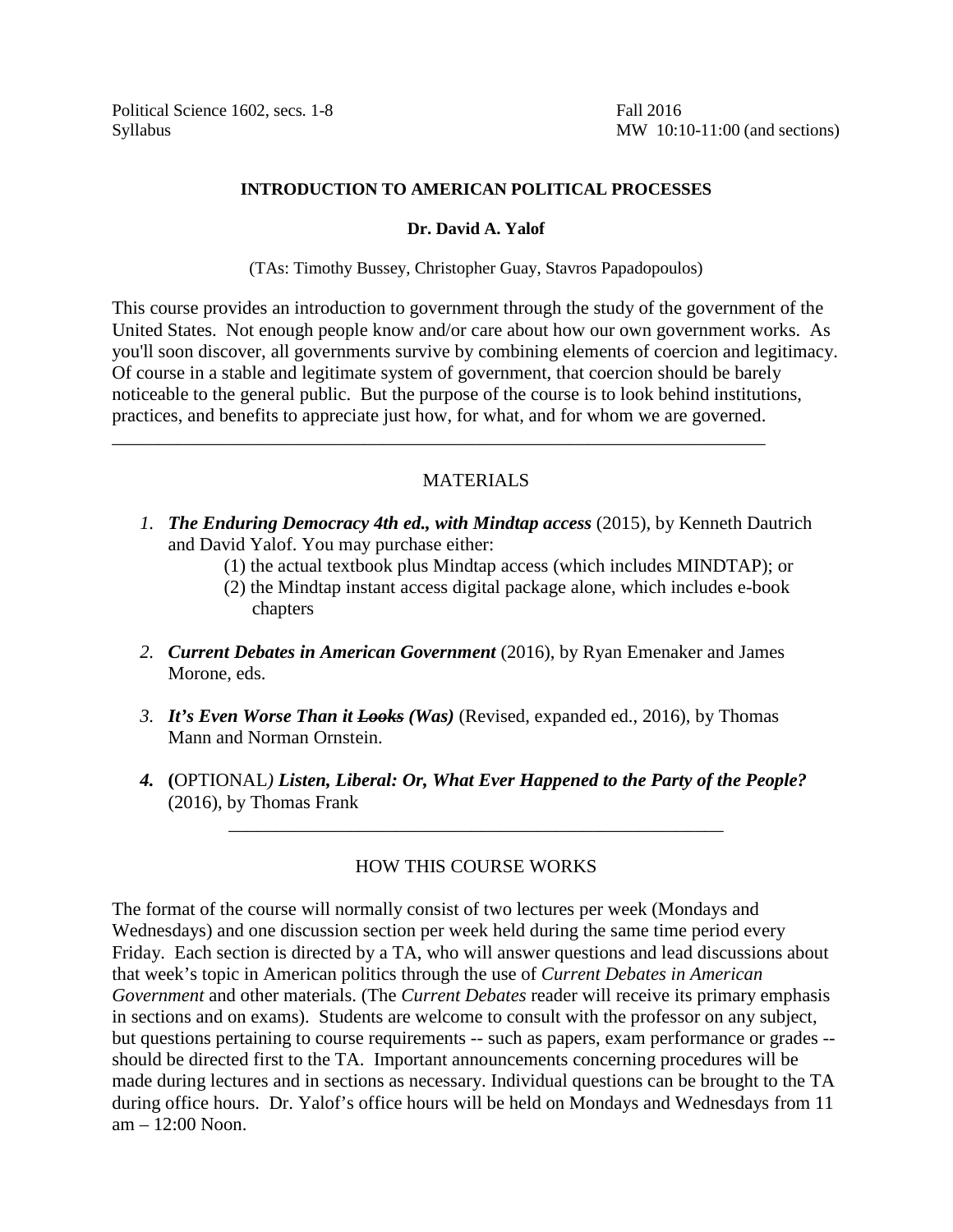Political Science 1602, secs. 1-8 Fall 2016
Syllabus MW 10:10-11:00 (and sections)

**INTRODUCTION TO AMERICAN POLITICAL PROCESSES**

**Dr. David A. Yalof**

(TAs: Timothy Bussey, Christopher Guay, Stavros Papadopoulos)

This course provides an introduction to government through the study of the government of the United States. Not enough people know and/or care about how our own government works. As you'll soon discover, all governments survive by combining elements of coercion and legitimacy. Of course in a stable and legitimate system of government, that coercion should be barely noticeable to the general public. But the purpose of the course is to look behind institutions, practices, and benefits to appreciate just how, for what, and for whom we are governed.

---

## MATERIALS

1. ***The Enduring Democracy 4th ed., with Mindtap access*** (2015), by Kenneth Dautrich and David Yalof. You may purchase either:
   (1) the actual textbook plus Mindtap access (which includes MINDTAP); or
   (2) the Mindtap instant access digital package alone, which includes e-book chapters

2. ***Current Debates in American Government*** (2016), by Ryan Emenaker and James Morone, eds.

3. ***It's Even Worse Than it ~~Looks~~ (Was)*** (Revised, expanded ed., 2016), by Thomas Mann and Norman Ornstein.

4. **(**OPTIONAL*)* ***Listen, Liberal: Or, What Ever Happened to the Party of the People?*** (2016), by Thomas Frank

---

## HOW THIS COURSE WORKS

The format of the course will normally consist of two lectures per week (Mondays and Wednesdays) and one discussion section per week held during the same time period every Friday. Each section is directed by a TA, who will answer questions and lead discussions about that week's topic in American politics through the use of *Current Debates in American Government* and other materials. (The *Current Debates* reader will receive its primary emphasis in sections and on exams). Students are welcome to consult with the professor on any subject, but questions pertaining to course requirements -- such as papers, exam performance or grades -- should be directed first to the TA. Important announcements concerning procedures will be made during lectures and in sections as necessary. Individual questions can be brought to the TA during office hours. Dr. Yalof's office hours will be held on Mondays and Wednesdays from 11 am – 12:00 Noon.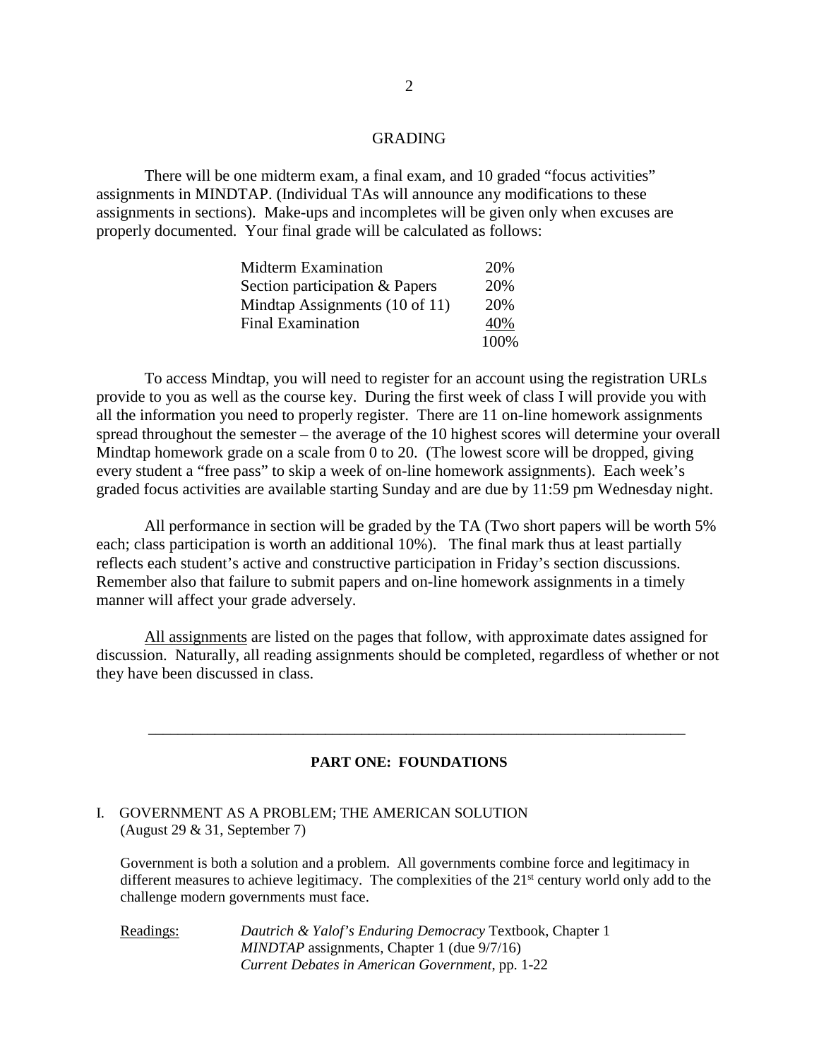## GRADING

There will be one midterm exam, a final exam, and 10 graded "focus activities" assignments in MINDTAP. (Individual TAs will announce any modifications to these assignments in sections). Make-ups and incompletes will be given only when excuses are properly documented. Your final grade will be calculated as follows:

| | |
|---|---|
| Midterm Examination | 20% |
| Section participation & Papers | 20% |
| Mindtap Assignments (10 of 11) | 20% |
| Final Examination | 40% |
| | 100% |

To access Mindtap, you will need to register for an account using the registration URLs provide to you as well as the course key. During the first week of class I will provide you with all the information you need to properly register. There are 11 on-line homework assignments spread throughout the semester – the average of the 10 highest scores will determine your overall Mindtap homework grade on a scale from 0 to 20. (The lowest score will be dropped, giving every student a "free pass" to skip a week of on-line homework assignments). Each week's graded focus activities are available starting Sunday and are due by 11:59 pm Wednesday night.

All performance in section will be graded by the TA (Two short papers will be worth 5% each; class participation is worth an additional 10%). The final mark thus at least partially reflects each student's active and constructive participation in Friday's section discussions. Remember also that failure to submit papers and on-line homework assignments in a timely manner will affect your grade adversely.

All assignments are listed on the pages that follow, with approximate dates assigned for discussion. Naturally, all reading assignments should be completed, regardless of whether or not they have been discussed in class.

---

## PART ONE: FOUNDATIONS

### I. GOVERNMENT AS A PROBLEM; THE AMERICAN SOLUTION
(August 29 & 31, September 7)

Government is both a solution and a problem. All governments combine force and legitimacy in different measures to achieve legitimacy. The complexities of the 21st century world only add to the challenge modern governments must face.

Readings: *Dautrich & Yalof's Enduring Democracy* Textbook, Chapter 1
*MINDTAP* assignments, Chapter 1 (due 9/7/16)
*Current Debates in American Government*, pp. 1-22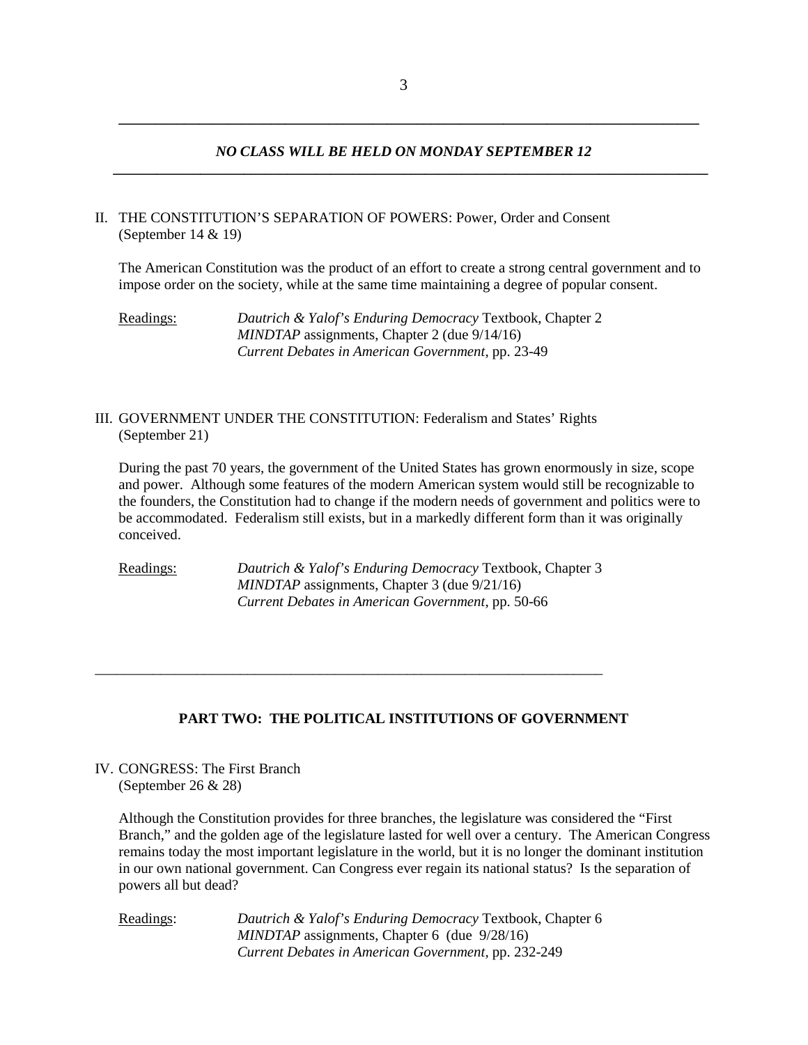---

***NO CLASS WILL BE HELD ON MONDAY SEPTEMBER 12***

---

II. THE CONSTITUTION'S SEPARATION OF POWERS: Power, Order and Consent (September 14 & 19)

The American Constitution was the product of an effort to create a strong central government and to impose order on the society, while at the same time maintaining a degree of popular consent.

Readings: *Dautrich & Yalof's Enduring Democracy* Textbook, Chapter 2
*MINDTAP* assignments, Chapter 2 (due 9/14/16)
*Current Debates in American Government,* pp. 23-49

III. GOVERNMENT UNDER THE CONSTITUTION: Federalism and States' Rights (September 21)

During the past 70 years, the government of the United States has grown enormously in size, scope and power. Although some features of the modern American system would still be recognizable to the founders, the Constitution had to change if the modern needs of government and politics were to be accommodated. Federalism still exists, but in a markedly different form than it was originally conceived.

Readings: *Dautrich & Yalof's Enduring Democracy* Textbook, Chapter 3
*MINDTAP* assignments, Chapter 3 (due 9/21/16)
*Current Debates in American Government*, pp. 50-66

---

## PART TWO: THE POLITICAL INSTITUTIONS OF GOVERNMENT

IV. CONGRESS: The First Branch (September 26 & 28)

Although the Constitution provides for three branches, the legislature was considered the "First Branch," and the golden age of the legislature lasted for well over a century. The American Congress remains today the most important legislature in the world, but it is no longer the dominant institution in our own national government. Can Congress ever regain its national status? Is the separation of powers all but dead?

Readings: *Dautrich & Yalof's Enduring Democracy* Textbook, Chapter 6
*MINDTAP* assignments, Chapter 6 (due 9/28/16)
*Current Debates in American Government*, pp. 232-249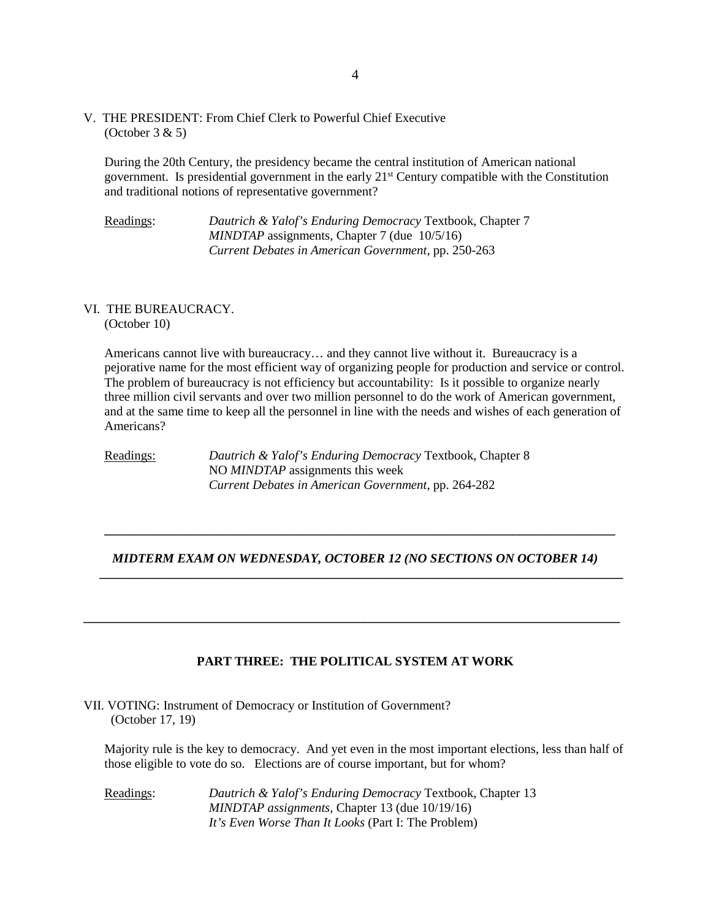## V. THE PRESIDENT: From Chief Clerk to Powerful Chief Executive
(October 3 & 5)

During the 20th Century, the presidency became the central institution of American national government. Is presidential government in the early 21st Century compatible with the Constitution and traditional notions of representative government?

Readings: *Dautrich & Yalof's Enduring Democracy* Textbook, Chapter 7
*MINDTAP* assignments, Chapter 7 (due 10/5/16)
*Current Debates in American Government*, pp. 250-263

## VI. THE BUREAUCRACY.
(October 10)

Americans cannot live with bureaucracy… and they cannot live without it. Bureaucracy is a pejorative name for the most efficient way of organizing people for production and service or control. The problem of bureaucracy is not efficiency but accountability: Is it possible to organize nearly three million civil servants and over two million personnel to do the work of American government, and at the same time to keep all the personnel in line with the needs and wishes of each generation of Americans?

Readings: *Dautrich & Yalof's Enduring Democracy* Textbook, Chapter 8
NO *MINDTAP* assignments this week
*Current Debates in American Government*, pp. 264-282

---

***MIDTERM EXAM ON WEDNESDAY, OCTOBER 12 (NO SECTIONS ON OCTOBER 14)***

---

# PART THREE: THE POLITICAL SYSTEM AT WORK

## VII. VOTING: Instrument of Democracy or Institution of Government?
(October 17, 19)

Majority rule is the key to democracy. And yet even in the most important elections, less than half of those eligible to vote do so. Elections are of course important, but for whom?

Readings: *Dautrich & Yalof's Enduring Democracy* Textbook, Chapter 13
*MINDTAP assignments*, Chapter 13 (due 10/19/16)
*It's Even Worse Than It Looks* (Part I: The Problem)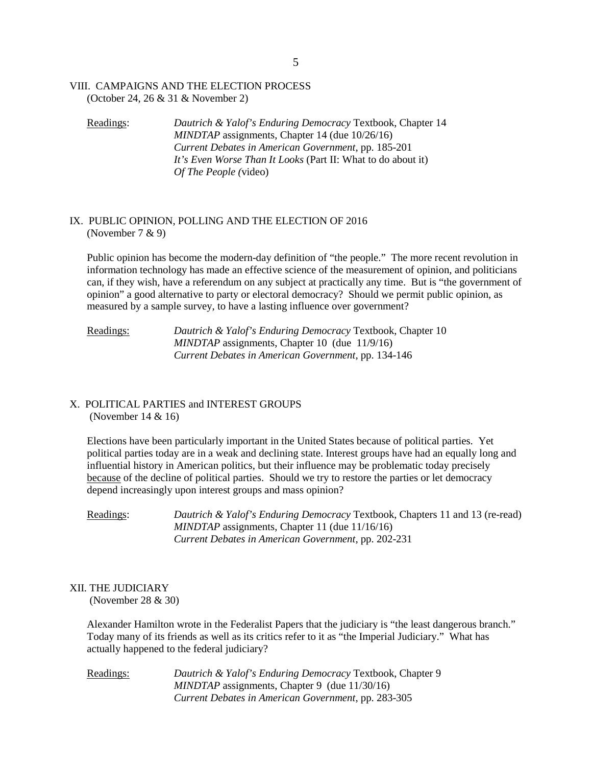## VIII. CAMPAIGNS AND THE ELECTION PROCESS

(October 24, 26 & 31 & November 2)

Readings: *Dautrich & Yalof's Enduring Democracy* Textbook, Chapter 14
*MINDTAP* assignments, Chapter 14 (due 10/26/16)
*Current Debates in American Government*, pp. 185-201
*It's Even Worse Than It Looks* (Part II: What to do about it)
*Of The People (*video)

## IX. PUBLIC OPINION, POLLING AND THE ELECTION OF 2016

(November 7 & 9)

Public opinion has become the modern-day definition of "the people." The more recent revolution in information technology has made an effective science of the measurement of opinion, and politicians can, if they wish, have a referendum on any subject at practically any time. But is "the government of opinion" a good alternative to party or electoral democracy? Should we permit public opinion, as measured by a sample survey, to have a lasting influence over government?

Readings: *Dautrich & Yalof's Enduring Democracy* Textbook, Chapter 10
*MINDTAP* assignments, Chapter 10 (due 11/9/16)
*Current Debates in American Government*, pp. 134-146

## X. POLITICAL PARTIES and INTEREST GROUPS

(November 14 & 16)

Elections have been particularly important in the United States because of political parties. Yet political parties today are in a weak and declining state. Interest groups have had an equally long and influential history in American politics, but their influence may be problematic today precisely because of the decline of political parties. Should we try to restore the parties or let democracy depend increasingly upon interest groups and mass opinion?

Readings: *Dautrich & Yalof's Enduring Democracy* Textbook, Chapters 11 and 13 (re-read)
*MINDTAP* assignments, Chapter 11 (due 11/16/16)
*Current Debates in American Government*, pp. 202-231

## XII. THE JUDICIARY

(November 28 & 30)

Alexander Hamilton wrote in the Federalist Papers that the judiciary is "the least dangerous branch." Today many of its friends as well as its critics refer to it as "the Imperial Judiciary." What has actually happened to the federal judiciary?

Readings: *Dautrich & Yalof's Enduring Democracy* Textbook, Chapter 9
*MINDTAP* assignments, Chapter 9 (due 11/30/16)
*Current Debates in American Government*, pp. 283-305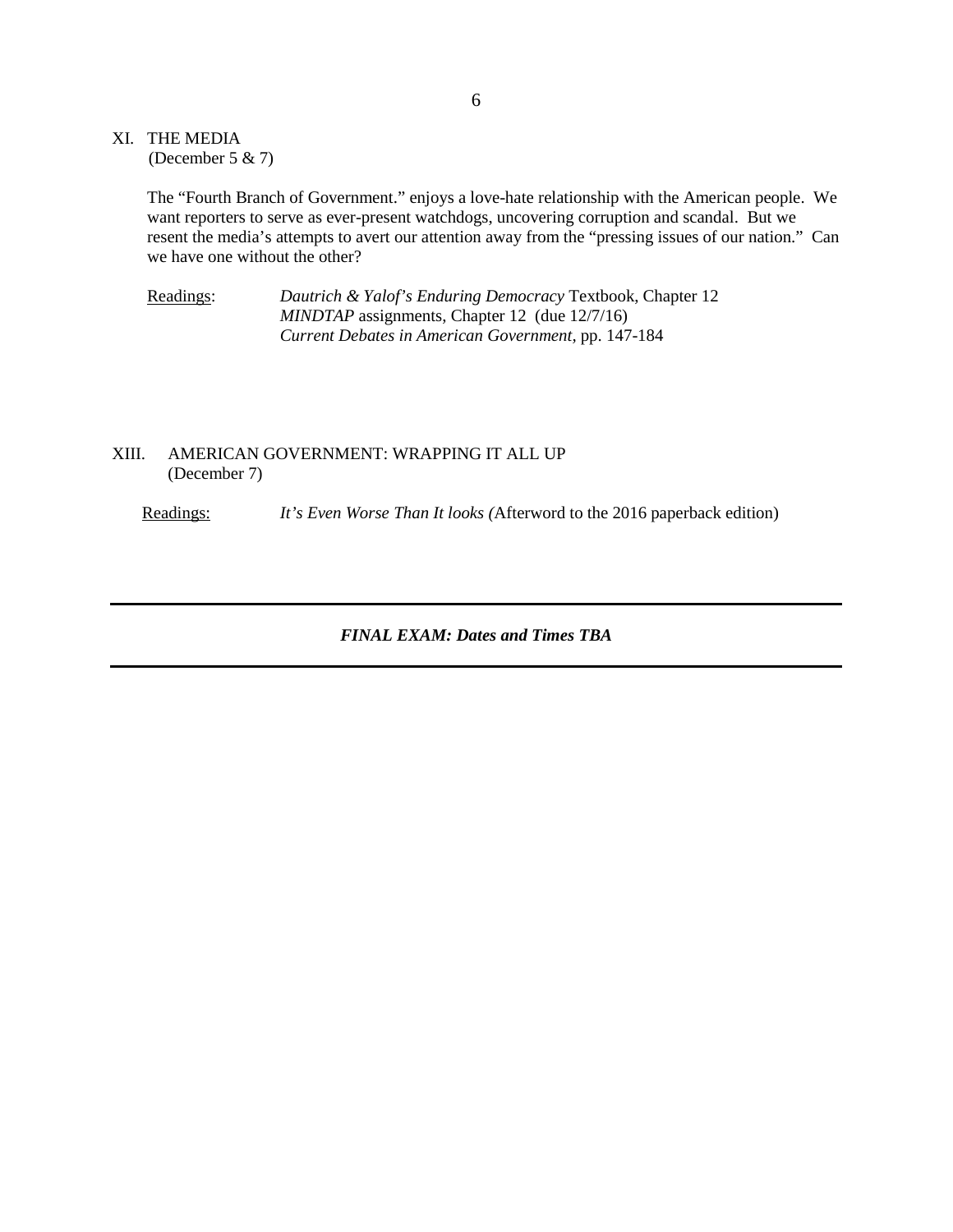## XI. THE MEDIA
(December 5 & 7)

The "Fourth Branch of Government." enjoys a love-hate relationship with the American people. We want reporters to serve as ever-present watchdogs, uncovering corruption and scandal. But we resent the media's attempts to avert our attention away from the "pressing issues of our nation." Can we have one without the other?

Readings: *Dautrich & Yalof's Enduring Democracy* Textbook, Chapter 12
*MINDTAP* assignments, Chapter 12 (due 12/7/16)
*Current Debates in American Government*, pp. 147-184

## XIII. AMERICAN GOVERNMENT: WRAPPING IT ALL UP
(December 7)

Readings: *It's Even Worse Than It looks (*Afterword to the 2016 paperback edition)

---

***FINAL EXAM: Dates and Times TBA***

---